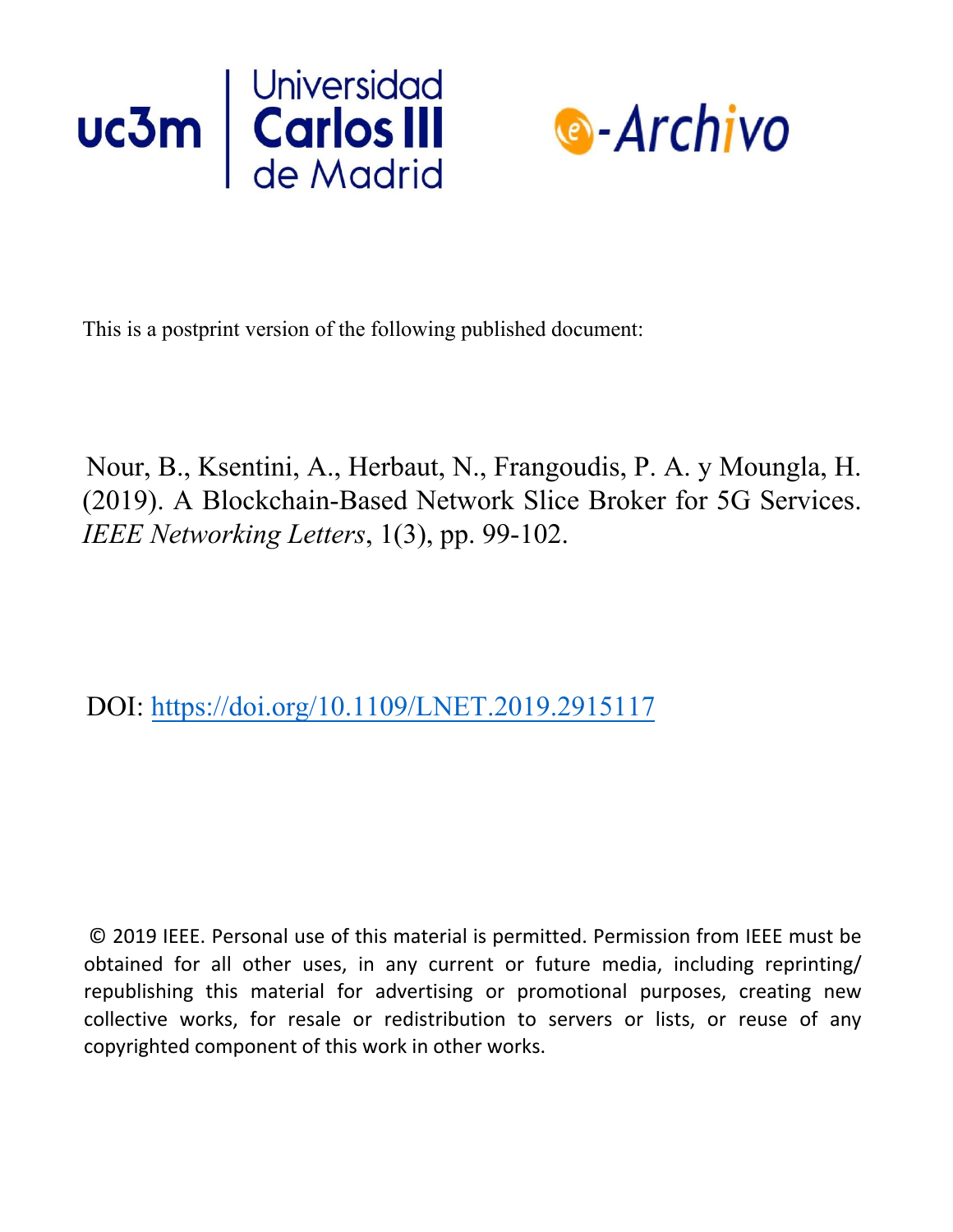This is a postprint version of the following published document:

Nour, B., Ksentini, A., Herbaut, N., Frangoudis, P. A. y Moungla, H. (2019). A Blockchain-Based Network Slice Broker for 5G Services. *IEEE Networking Letters*, 1(3), pp. 99-102.

DOI: https://doi.org/10.1109/LNET.2019.2915117

© 2019 IEEE. Personal use of this material is permitted. Permission from IEEE must be obtained for all other uses, in any current or future media, including reprinting/republishing this material for advertising or promotional purposes, creating new collective works, for resale or redistribution to servers or lists, or reuse of any copyrighted component of this work in other works.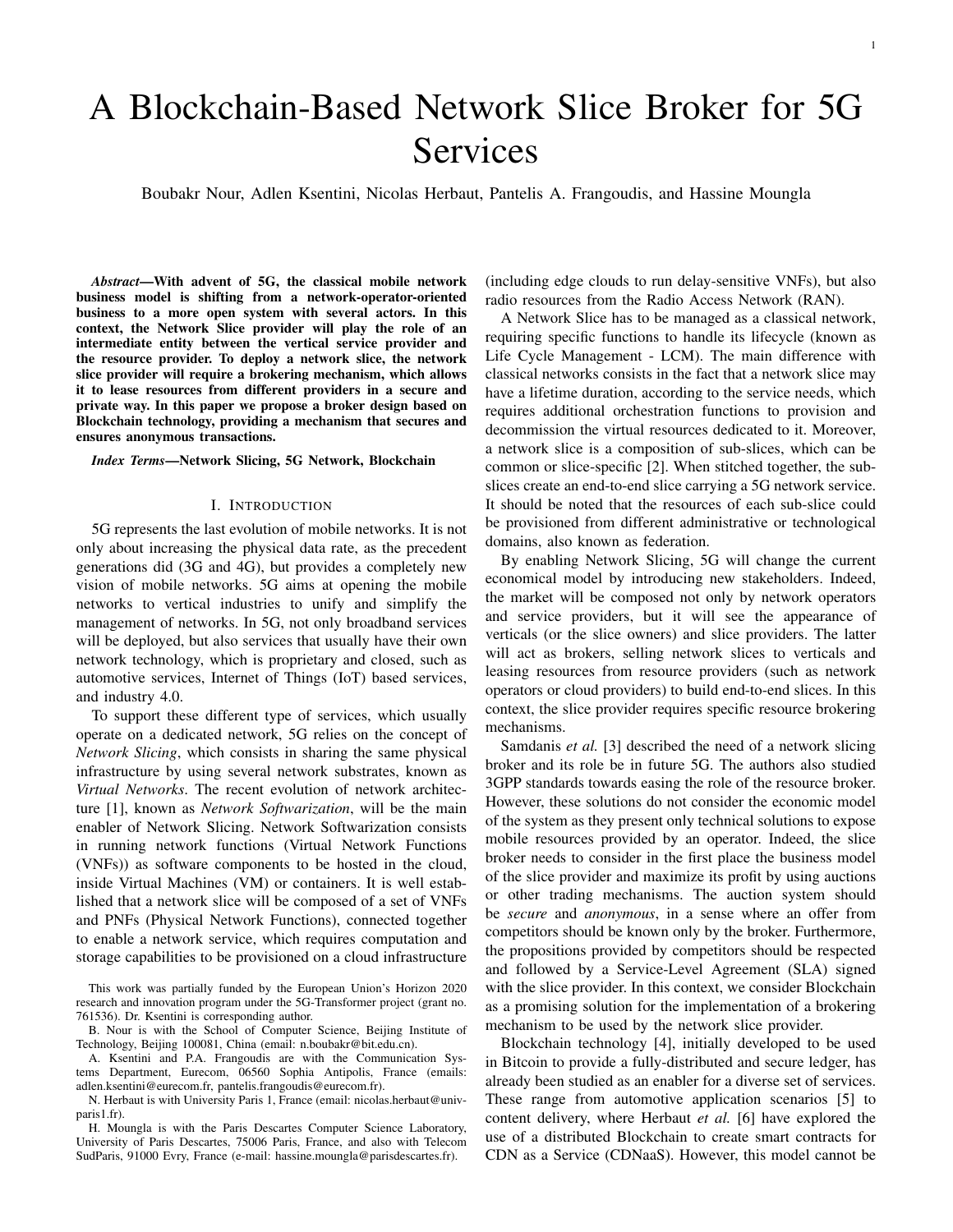# A Blockchain-Based Network Slice Broker for 5G Services

Boubakr Nour, Adlen Ksentini, Nicolas Herbaut, Pantelis A. Frangoudis, and Hassine Moungla

***Abstract*—With advent of 5G, the classical mobile network business model is shifting from a network-operator-oriented business to a more open system with several actors. In this context, the Network Slice provider will play the role of an intermediate entity between the vertical service provider and the resource provider. To deploy a network slice, the network slice provider will require a brokering mechanism, which allows it to lease resources from different providers in a secure and private way. In this paper we propose a broker design based on Blockchain technology, providing a mechanism that secures and ensures anonymous transactions.**

***Index Terms*—Network Slicing, 5G Network, Blockchain**

## I. Introduction

5G represents the last evolution of mobile networks. It is not only about increasing the physical data rate, as the precedent generations did (3G and 4G), but provides a completely new vision of mobile networks. 5G aims at opening the mobile networks to vertical industries to unify and simplify the management of networks. In 5G, not only broadband services will be deployed, but also services that usually have their own network technology, which is proprietary and closed, such as automotive services, Internet of Things (IoT) based services, and industry 4.0.

To support these different type of services, which usually operate on a dedicated network, 5G relies on the concept of *Network Slicing*, which consists in sharing the same physical infrastructure by using several network substrates, known as *Virtual Networks*. The recent evolution of network architecture [1], known as *Network Softwarization*, will be the main enabler of Network Slicing. Network Softwarization consists in running network functions (Virtual Network Functions (VNFs)) as software components to be hosted in the cloud, inside Virtual Machines (VM) or containers. It is well established that a network slice will be composed of a set of VNFs and PNFs (Physical Network Functions), connected together to enable a network service, which requires computation and storage capabilities to be provisioned on a cloud infrastructure (including edge clouds to run delay-sensitive VNFs), but also radio resources from the Radio Access Network (RAN).

A Network Slice has to be managed as a classical network, requiring specific functions to handle its lifecycle (known as Life Cycle Management - LCM). The main difference with classical networks consists in the fact that a network slice may have a lifetime duration, according to the service needs, which requires additional orchestration functions to provision and decommission the virtual resources dedicated to it. Moreover, a network slice is a composition of sub-slices, which can be common or slice-specific [2]. When stitched together, the sub-slices create an end-to-end slice carrying a 5G network service. It should be noted that the resources of each sub-slice could be provisioned from different administrative or technological domains, also known as federation.

By enabling Network Slicing, 5G will change the current economical model by introducing new stakeholders. Indeed, the market will be composed not only by network operators and service providers, but it will see the appearance of verticals (or the slice owners) and slice providers. The latter will act as brokers, selling network slices to verticals and leasing resources from resource providers (such as network operators or cloud providers) to build end-to-end slices. In this context, the slice provider requires specific resource brokering mechanisms.

Samdanis *et al.* [3] described the need of a network slicing broker and its role be in future 5G. The authors also studied 3GPP standards towards easing the role of the resource broker. However, these solutions do not consider the economic model of the system as they present only technical solutions to expose mobile resources provided by an operator. Indeed, the slice broker needs to consider in the first place the business model of the slice provider and maximize its profit by using auctions or other trading mechanisms. The auction system should be *secure* and *anonymous*, in a sense where an offer from competitors should be known only by the broker. Furthermore, the propositions provided by competitors should be respected and followed by a Service-Level Agreement (SLA) signed with the slice provider. In this context, we consider Blockchain as a promising solution for the implementation of a brokering mechanism to be used by the network slice provider.

Blockchain technology [4], initially developed to be used in Bitcoin to provide a fully-distributed and secure ledger, has already been studied as an enabler for a diverse set of services. These range from automotive application scenarios [5] to content delivery, where Herbaut *et al.* [6] have explored the use of a distributed Blockchain to create smart contracts for CDN as a Service (CDNaaS). However, this model cannot be

This work was partially funded by the European Union's Horizon 2020 research and innovation program under the 5G-Transformer project (grant no. 761536). Dr. Ksentini is corresponding author.

B. Nour is with the School of Computer Science, Beijing Institute of Technology, Beijing 100081, China (email: n.boubakr@bit.edu.cn).

A. Ksentini and P.A. Frangoudis are with the Communication Systems Department, Eurecom, 06560 Sophia Antipolis, France (emails: adlen.ksentini@eurecom.fr, pantelis.frangoudis@eurecom.fr).

N. Herbaut is with University Paris 1, France (email: nicolas.herbaut@univ-paris1.fr).

H. Moungla is with the Paris Descartes Computer Science Laboratory, University of Paris Descartes, 75006 Paris, France, and also with Telecom SudParis, 91000 Evry, France (e-mail: hassine.moungla@parisdescartes.fr).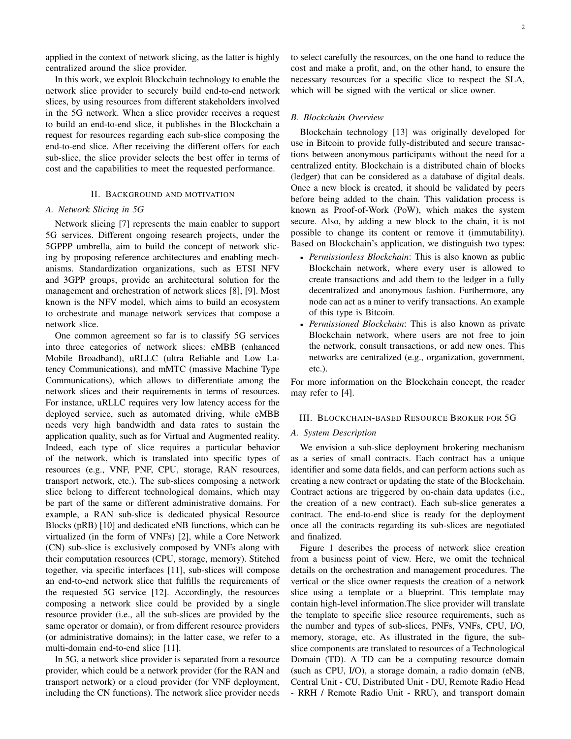applied in the context of network slicing, as the latter is highly centralized around the slice provider.

In this work, we exploit Blockchain technology to enable the network slice provider to securely build end-to-end network slices, by using resources from different stakeholders involved in the 5G network. When a slice provider receives a request to build an end-to-end slice, it publishes in the Blockchain a request for resources regarding each sub-slice composing the end-to-end slice. After receiving the different offers for each sub-slice, the slice provider selects the best offer in terms of cost and the capabilities to meet the requested performance.

## II. Background and motivation

### A. Network Slicing in 5G

Network slicing [7] represents the main enabler to support 5G services. Different ongoing research projects, under the 5GPPP umbrella, aim to build the concept of network slicing by proposing reference architectures and enabling mechanisms. Standardization organizations, such as ETSI NFV and 3GPP groups, provide an architectural solution for the management and orchestration of network slices [8], [9]. Most known is the NFV model, which aims to build an ecosystem to orchestrate and manage network services that compose a network slice.

One common agreement so far is to classify 5G services into three categories of network slices: eMBB (enhanced Mobile Broadband), uRLLC (ultra Reliable and Low Latency Communications), and mMTC (massive Machine Type Communications), which allows to differentiate among the network slices and their requirements in terms of resources. For instance, uRLLC requires very low latency access for the deployed service, such as automated driving, while eMBB needs very high bandwidth and data rates to sustain the application quality, such as for Virtual and Augmented reality. Indeed, each type of slice requires a particular behavior of the network, which is translated into specific types of resources (e.g., VNF, PNF, CPU, storage, RAN resources, transport network, etc.). The sub-slices composing a network slice belong to different technological domains, which may be part of the same or different administrative domains. For example, a RAN sub-slice is dedicated physical Resource Blocks (pRB) [10] and dedicated eNB functions, which can be virtualized (in the form of VNFs) [2], while a Core Network (CN) sub-slice is exclusively composed by VNFs along with their computation resources (CPU, storage, memory). Stitched together, via specific interfaces [11], sub-slices will compose an end-to-end network slice that fulfills the requirements of the requested 5G service [12]. Accordingly, the resources composing a network slice could be provided by a single resource provider (i.e., all the sub-slices are provided by the same operator or domain), or from different resource providers (or administrative domains); in the latter case, we refer to a multi-domain end-to-end slice [11].

In 5G, a network slice provider is separated from a resource provider, which could be a network provider (for the RAN and transport network) or a cloud provider (for VNF deployment, including the CN functions). The network slice provider needs to select carefully the resources, on the one hand to reduce the cost and make a profit, and, on the other hand, to ensure the necessary resources for a specific slice to respect the SLA, which will be signed with the vertical or slice owner.

### B. Blockchain Overview

Blockchain technology [13] was originally developed for use in Bitcoin to provide fully-distributed and secure transactions between anonymous participants without the need for a centralized entity. Blockchain is a distributed chain of blocks (ledger) that can be considered as a database of digital deals. Once a new block is created, it should be validated by peers before being added to the chain. This validation process is known as Proof-of-Work (PoW), which makes the system secure. Also, by adding a new block to the chain, it is not possible to change its content or remove it (immutability). Based on Blockchain's application, we distinguish two types:

- *Permissionless Blockchain*: This is also known as public Blockchain network, where every user is allowed to create transactions and add them to the ledger in a fully decentralized and anonymous fashion. Furthermore, any node can act as a miner to verify transactions. An example of this type is Bitcoin.
- *Permissioned Blockchain*: This is also known as private Blockchain network, where users are not free to join the network, consult transactions, or add new ones. This networks are centralized (e.g., organization, government, etc.).

For more information on the Blockchain concept, the reader may refer to [4].

## III. Blockchain-based Resource Broker for 5G

### A. System Description

We envision a sub-slice deployment brokering mechanism as a series of small contracts. Each contract has a unique identifier and some data fields, and can perform actions such as creating a new contract or updating the state of the Blockchain. Contract actions are triggered by on-chain data updates (i.e., the creation of a new contract). Each sub-slice generates a contract. The end-to-end slice is ready for the deployment once all the contracts regarding its sub-slices are negotiated and finalized.

Figure 1 describes the process of network slice creation from a business point of view. Here, we omit the technical details on the orchestration and management procedures. The vertical or the slice owner requests the creation of a network slice using a template or a blueprint. This template may contain high-level information.The slice provider will translate the template to specific slice resource requirements, such as the number and types of sub-slices, PNFs, VNFs, CPU, I/O, memory, storage, etc. As illustrated in the figure, the sub-slice components are translated to resources of a Technological Domain (TD). A TD can be a computing resource domain (such as CPU, I/O), a storage domain, a radio domain (eNB, Central Unit - CU, Distributed Unit - DU, Remote Radio Head - RRH / Remote Radio Unit - RRU), and transport domain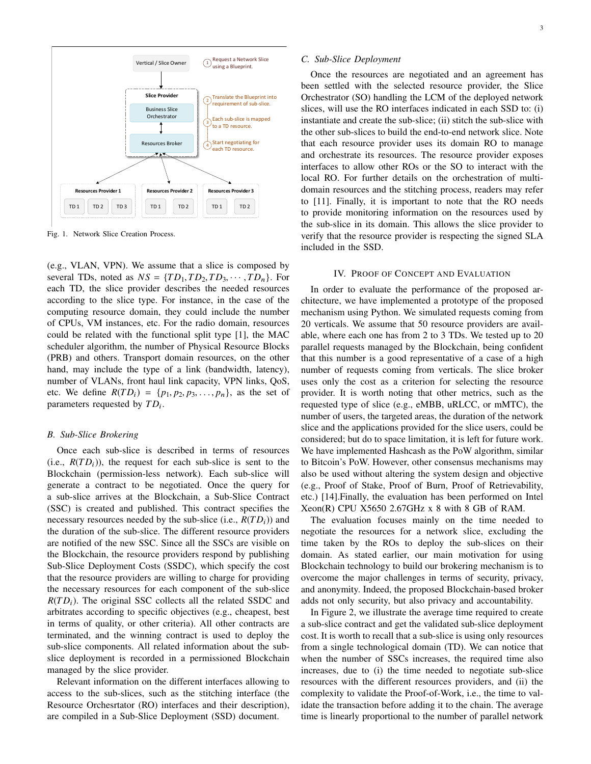Fig. 1. Network Slice Creation Process.

(e.g., VLAN, VPN). We assume that a slice is composed by several TDs, noted as $NS = \{TD_1, TD_2, TD_3, \cdots, TD_n\}$. For each TD, the slice provider describes the needed resources according to the slice type. For instance, in the case of the computing resource domain, they could include the number of CPUs, VM instances, etc. For the radio domain, resources could be related with the functional split type [1], the MAC scheduler algorithm, the number of Physical Resource Blocks (PRB) and others. Transport domain resources, on the other hand, may include the type of a link (bandwidth, latency), number of VLANs, front haul link capacity, VPN links, QoS, etc. We define $R(TD_i) = \{p_1, p_2, p_3, \ldots, p_n\}$, as the set of parameters requested by $TD_i$.

### B. Sub-Slice Brokering

Once each sub-slice is described in terms of resources (i.e., $R(TD_i)$), the request for each sub-slice is sent to the Blockchain (permission-less network). Each sub-slice will generate a contract to be negotiated. Once the query for a sub-slice arrives at the Blockchain, a Sub-Slice Contract (SSC) is created and published. This contract specifies the necessary resources needed by the sub-slice (i.e., $R(TD_i)$) and the duration of the sub-slice. The different resource providers are notified of the new SSC. Since all the SSCs are visible on the Blockchain, the resource providers respond by publishing Sub-Slice Deployment Costs (SSDC), which specify the cost that the resource providers are willing to charge for providing the necessary resources for each component of the sub-slice $R(TD_i)$. The original SSC collects all the related SSDC and arbitrates according to specific objectives (e.g., cheapest, best in terms of quality, or other criteria). All other contracts are terminated, and the winning contract is used to deploy the sub-slice components. All related information about the sub-slice deployment is recorded in a permissioned Blockchain managed by the slice provider.

Relevant information on the different interfaces allowing to access to the sub-slices, such as the stitching interface (the Resource Orchesrtator (RO) interfaces and their description), are compiled in a Sub-Slice Deployment (SSD) document.

### C. Sub-Slice Deployment

Once the resources are negotiated and an agreement has been settled with the selected resource provider, the Slice Orchestrator (SO) handling the LCM of the deployed network slices, will use the RO interfaces indicated in each SSD to: (i) instantiate and create the sub-slice; (ii) stitch the sub-slice with the other sub-slices to build the end-to-end network slice. Note that each resource provider uses its domain RO to manage and orchestrate its resources. The resource provider exposes interfaces to allow other ROs or the SO to interact with the local RO. For further details on the orchestration of multi-domain resources and the stitching process, readers may refer to [11]. Finally, it is important to note that the RO needs to provide monitoring information on the resources used by the sub-slice in its domain. This allows the slice provider to verify that the resource provider is respecting the signed SLA included in the SSD.

## IV. Proof of Concept and Evaluation

In order to evaluate the performance of the proposed architecture, we have implemented a prototype of the proposed mechanism using Python. We simulated requests coming from 20 verticals. We assume that 50 resource providers are available, where each one has from 2 to 3 TDs. We tested up to 20 parallel requests managed by the Blockchain, being confident that this number is a good representative of a case of a high number of requests coming from verticals. The slice broker uses only the cost as a criterion for selecting the resource provider. It is worth noting that other metrics, such as the requested type of slice (e.g., eMBB, uRLCC, or mMTC), the number of users, the targeted areas, the duration of the network slice and the applications provided for the slice users, could be considered; but do to space limitation, it is left for future work. We have implemented Hashcash as the PoW algorithm, similar to Bitcoin's PoW. However, other consensus mechanisms may also be used without altering the system design and objective (e.g., Proof of Stake, Proof of Burn, Proof of Retrievability, etc.) [14].Finally, the evaluation has been performed on Intel Xeon(R) CPU X5650 2.67GHz x 8 with 8 GB of RAM.

The evaluation focuses mainly on the time needed to negotiate the resources for a network slice, excluding the time taken by the ROs to deploy the sub-slices on their domain. As stated earlier, our main motivation for using Blockchain technology to build our brokering mechanism is to overcome the major challenges in terms of security, privacy, and anonymity. Indeed, the proposed Blockchain-based broker adds not only security, but also privacy and accountability.

In Figure 2, we illustrate the average time required to create a sub-slice contract and get the validated sub-slice deployment cost. It is worth to recall that a sub-slice is using only resources from a single technological domain (TD). We can notice that when the number of SSCs increases, the required time also increases, due to (i) the time needed to negotiate sub-slice resources with the different resources providers, and (ii) the complexity to validate the Proof-of-Work, i.e., the time to validate the transaction before adding it to the chain. The average time is linearly proportional to the number of parallel network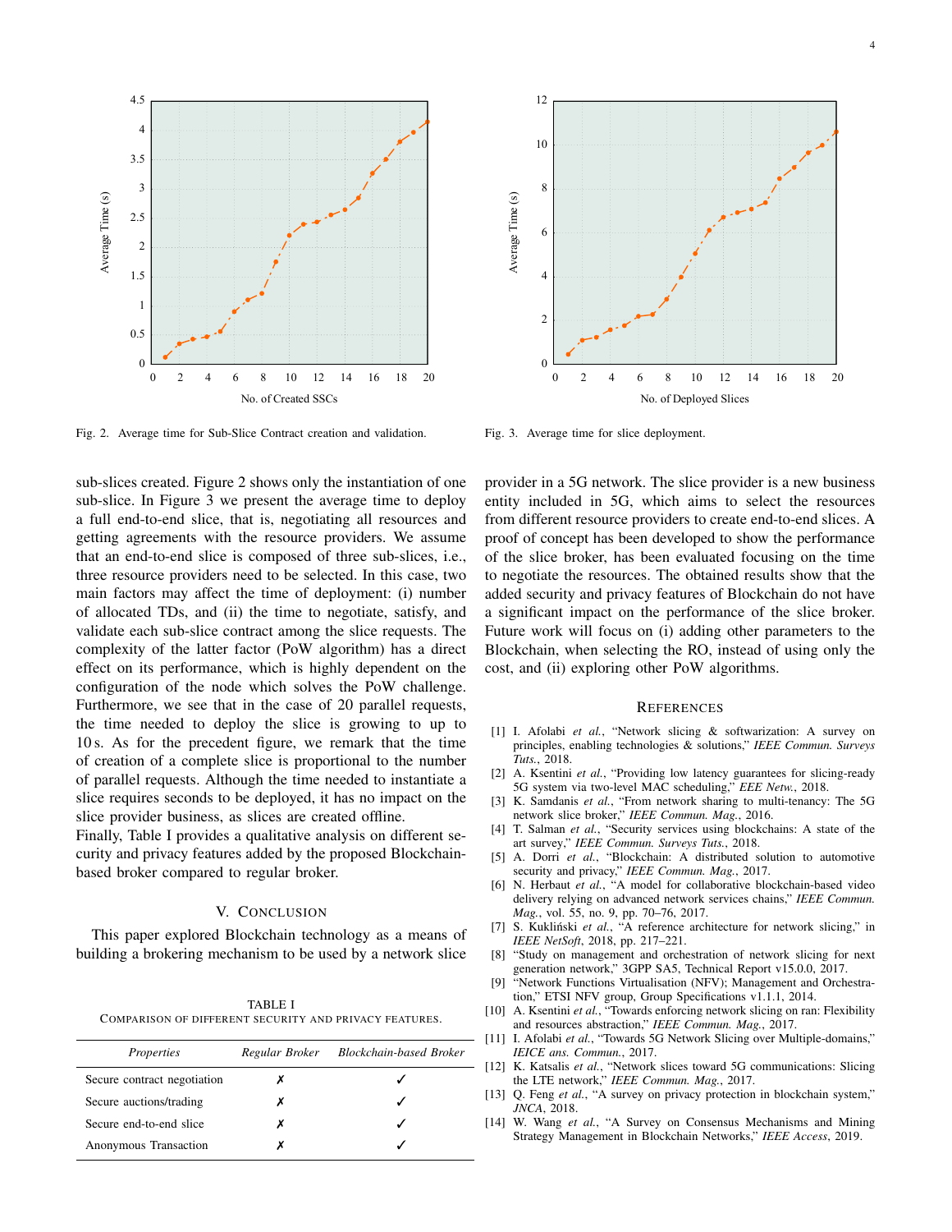4.5
4
3.5
3
2.5
2
1.5
1
0.5
0
0 2 4 6 8 10 12 14 16 18 20
Average Time (s)
No. of Created SSCs

Fig. 2. Average time for Sub-Slice Contract creation and validation.

12
10
8
6
4
2
0
0 2 4 6 8 10 12 14 16 18 20
Average Time (s)
No. of Deployed Slices

Fig. 3. Average time for slice deployment.

sub-slices created. Figure 2 shows only the instantiation of one sub-slice. In Figure 3 we present the average time to deploy a full end-to-end slice, that is, negotiating all resources and getting agreements with the resource providers. We assume that an end-to-end slice is composed of three sub-slices, i.e., three resource providers need to be selected. In this case, two main factors may affect the time of deployment: (i) number of allocated TDs, and (ii) the time to negotiate, satisfy, and validate each sub-slice contract among the slice requests. The complexity of the latter factor (PoW algorithm) has a direct effect on its performance, which is highly dependent on the configuration of the node which solves the PoW challenge. Furthermore, we see that in the case of 20 parallel requests, the time needed to deploy the slice is growing to up to 10 s. As for the precedent figure, we remark that the time of creation of a complete slice is proportional to the number of parallel requests. Although the time needed to instantiate a slice requires seconds to be deployed, it has no impact on the slice provider business, as slices are created offline.

Finally, Table I provides a qualitative analysis on different security and privacy features added by the proposed Blockchain-based broker compared to regular broker.

## V. Conclusion

This paper explored Blockchain technology as a means of building a brokering mechanism to be used by a network slice provider in a 5G network. The slice provider is a new business entity included in 5G, which aims to select the resources from different resource providers to create end-to-end slices. A proof of concept has been developed to show the performance of the slice broker, has been evaluated focusing on the time to negotiate the resources. The obtained results show that the added security and privacy features of Blockchain do not have a significant impact on the performance of the slice broker. Future work will focus on (i) adding other parameters to the Blockchain, when selecting the RO, instead of using only the cost, and (ii) exploring other PoW algorithms.

TABLE I
Comparison of different security and privacy features.

| *Properties* | *Regular Broker* | *Blockchain-based Broker* |
|---|---|---|
| Secure contract negotiation | ✗ | ✓ |
| Secure auctions/trading | ✗ | ✓ |
| Secure end-to-end slice | ✗ | ✓ |
| Anonymous Transaction | ✗ | ✓ |

## References

[1] I. Afolabi *et al.*, "Network slicing & softwarization: A survey on principles, enabling technologies & solutions," *IEEE Commun. Surveys Tuts.*, 2018.

[2] A. Ksentini *et al.*, "Providing low latency guarantees for slicing-ready 5G system via two-level MAC scheduling," *EEE Netw.*, 2018.

[3] K. Samdanis *et al.*, "From network sharing to multi-tenancy: The 5G network slice broker," *IEEE Commun. Mag.*, 2016.

[4] T. Salman *et al.*, "Security services using blockchains: A state of the art survey," *IEEE Commun. Surveys Tuts.*, 2018.

[5] A. Dorri *et al.*, "Blockchain: A distributed solution to automotive security and privacy," *IEEE Commun. Mag.*, 2017.

[6] N. Herbaut *et al.*, "A model for collaborative blockchain-based video delivery relying on advanced network services chains," *IEEE Commun. Mag.*, vol. 55, no. 9, pp. 70–76, 2017.

[7] S. Kukliński *et al.*, "A reference architecture for network slicing," in *IEEE NetSoft*, 2018, pp. 217–221.

[8] "Study on management and orchestration of network slicing for next generation network," 3GPP SA5, Technical Report v15.0.0, 2017.

[9] "Network Functions Virtualisation (NFV); Management and Orchestration," ETSI NFV group, Group Specifications v1.1.1, 2014.

[10] A. Ksentini *et al.*, "Towards enforcing network slicing on ran: Flexibility and resources abstraction," *IEEE Commun. Mag.*, 2017.

[11] I. Afolabi *et al.*, "Towards 5G Network Slicing over Multiple-domains," *IEICE ans. Commun.*, 2017.

[12] K. Katsalis *et al.*, "Network slices toward 5G communications: Slicing the LTE network," *IEEE Commun. Mag.*, 2017.

[13] Q. Feng *et al.*, "A survey on privacy protection in blockchain system," *JNCA*, 2018.

[14] W. Wang *et al.*, "A Survey on Consensus Mechanisms and Mining Strategy Management in Blockchain Networks," *IEEE Access*, 2019.